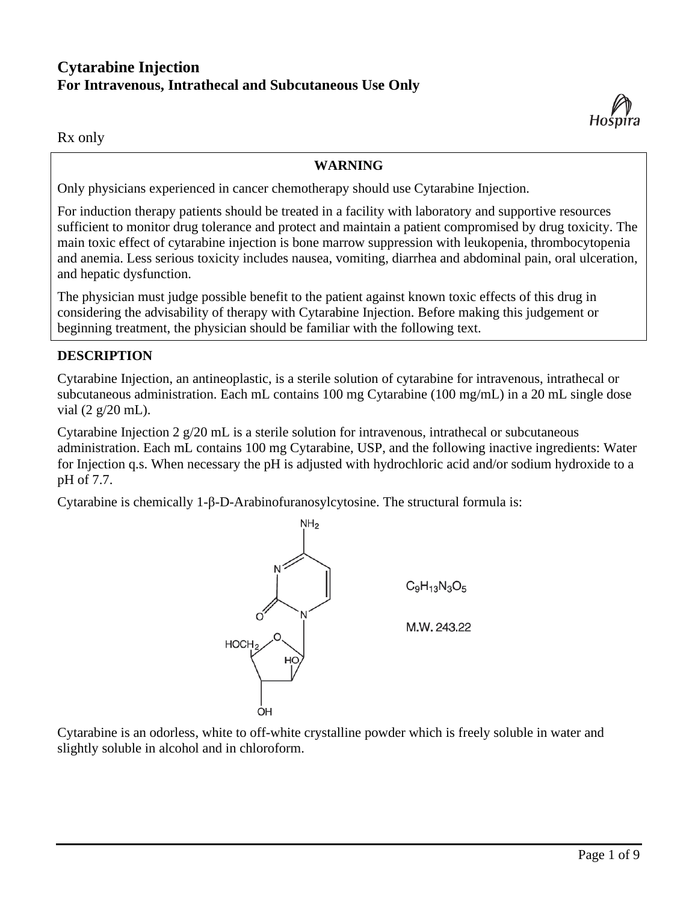# Cytarabine Injection
**For Intravenous, Intrathecal and Subcutaneous Use Only**

Rx only

**WARNING**

Only physicians experienced in cancer chemotherapy should use Cytarabine Injection.

For induction therapy patients should be treated in a facility with laboratory and supportive resources sufficient to monitor drug tolerance and protect and maintain a patient compromised by drug toxicity. The main toxic effect of cytarabine injection is bone marrow suppression with leukopenia, thrombocytopenia and anemia. Less serious toxicity includes nausea, vomiting, diarrhea and abdominal pain, oral ulceration, and hepatic dysfunction.

The physician must judge possible benefit to the patient against known toxic effects of this drug in considering the advisability of therapy with Cytarabine Injection. Before making this judgement or beginning treatment, the physician should be familiar with the following text.

## DESCRIPTION

Cytarabine Injection, an antineoplastic, is a sterile solution of cytarabine for intravenous, intrathecal or subcutaneous administration. Each mL contains 100 mg Cytarabine (100 mg/mL) in a 20 mL single dose vial (2 g/20 mL).

Cytarabine Injection 2 g/20 mL is a sterile solution for intravenous, intrathecal or subcutaneous administration. Each mL contains 100 mg Cytarabine, USP, and the following inactive ingredients: Water for Injection q.s. When necessary the pH is adjusted with hydrochloric acid and/or sodium hydroxide to a pH of 7.7.

Cytarabine is chemically 1-β-D-Arabinofuranosylcytosine. The structural formula is:

$C_9H_{13}N_3O_5$

M.W. 243.22

Cytarabine is an odorless, white to off-white crystalline powder which is freely soluble in water and slightly soluble in alcohol and in chloroform.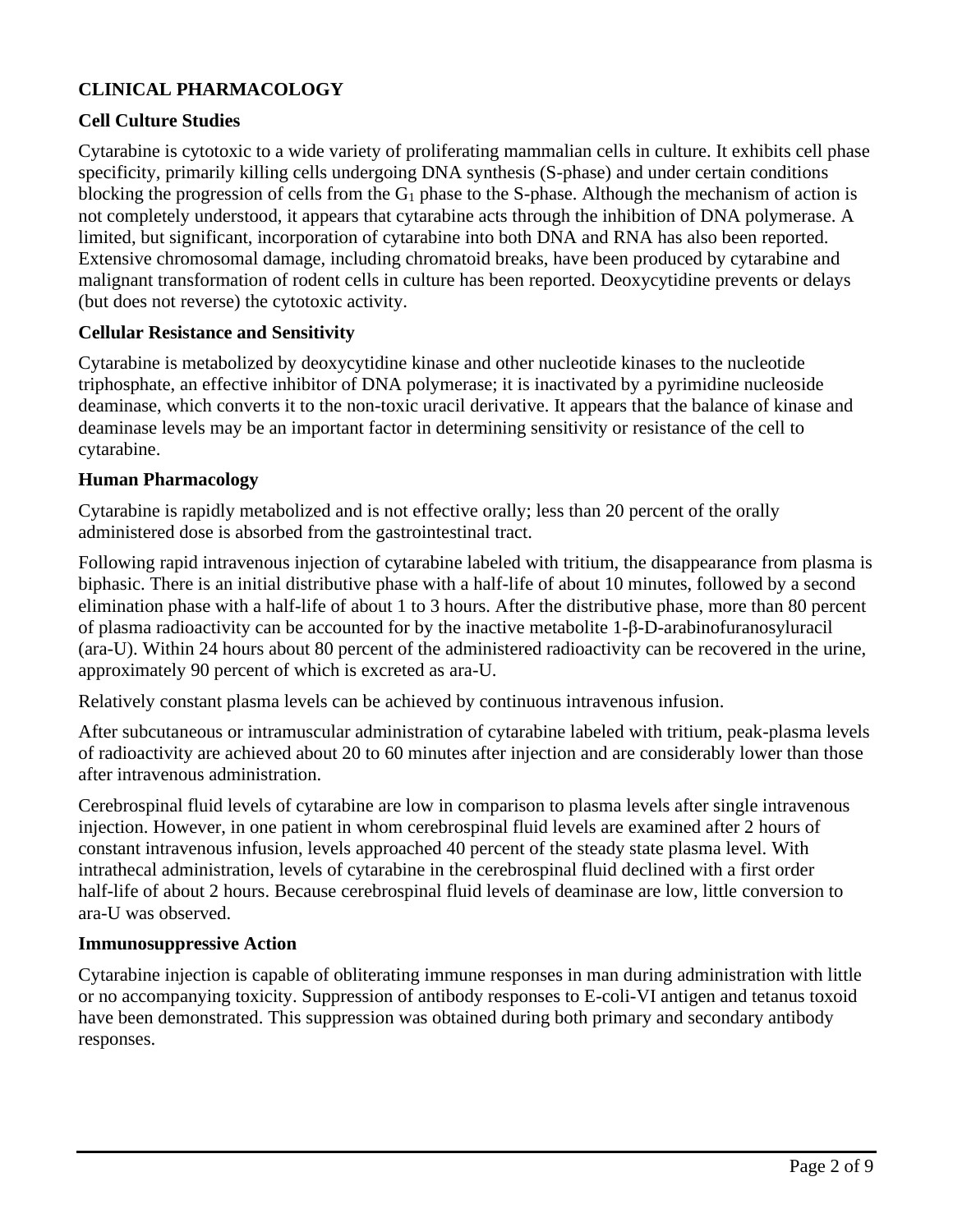## CLINICAL PHARMACOLOGY

### Cell Culture Studies

Cytarabine is cytotoxic to a wide variety of proliferating mammalian cells in culture. It exhibits cell phase specificity, primarily killing cells undergoing DNA synthesis (S-phase) and under certain conditions blocking the progression of cells from the $G_1$ phase to the S-phase. Although the mechanism of action is not completely understood, it appears that cytarabine acts through the inhibition of DNA polymerase. A limited, but significant, incorporation of cytarabine into both DNA and RNA has also been reported. Extensive chromosomal damage, including chromatoid breaks, have been produced by cytarabine and malignant transformation of rodent cells in culture has been reported. Deoxycytidine prevents or delays (but does not reverse) the cytotoxic activity.

### Cellular Resistance and Sensitivity

Cytarabine is metabolized by deoxycytidine kinase and other nucleotide kinases to the nucleotide triphosphate, an effective inhibitor of DNA polymerase; it is inactivated by a pyrimidine nucleoside deaminase, which converts it to the non-toxic uracil derivative. It appears that the balance of kinase and deaminase levels may be an important factor in determining sensitivity or resistance of the cell to cytarabine.

### Human Pharmacology

Cytarabine is rapidly metabolized and is not effective orally; less than 20 percent of the orally administered dose is absorbed from the gastrointestinal tract.

Following rapid intravenous injection of cytarabine labeled with tritium, the disappearance from plasma is biphasic. There is an initial distributive phase with a half-life of about 10 minutes, followed by a second elimination phase with a half-life of about 1 to 3 hours. After the distributive phase, more than 80 percent of plasma radioactivity can be accounted for by the inactive metabolite 1-β-D-arabinofuranosyluracil (ara-U). Within 24 hours about 80 percent of the administered radioactivity can be recovered in the urine, approximately 90 percent of which is excreted as ara-U.

Relatively constant plasma levels can be achieved by continuous intravenous infusion.

After subcutaneous or intramuscular administration of cytarabine labeled with tritium, peak-plasma levels of radioactivity are achieved about 20 to 60 minutes after injection and are considerably lower than those after intravenous administration.

Cerebrospinal fluid levels of cytarabine are low in comparison to plasma levels after single intravenous injection. However, in one patient in whom cerebrospinal fluid levels are examined after 2 hours of constant intravenous infusion, levels approached 40 percent of the steady state plasma level. With intrathecal administration, levels of cytarabine in the cerebrospinal fluid declined with a first order half-life of about 2 hours. Because cerebrospinal fluid levels of deaminase are low, little conversion to ara-U was observed.

### Immunosuppressive Action

Cytarabine injection is capable of obliterating immune responses in man during administration with little or no accompanying toxicity. Suppression of antibody responses to E-coli-VI antigen and tetanus toxoid have been demonstrated. This suppression was obtained during both primary and secondary antibody responses.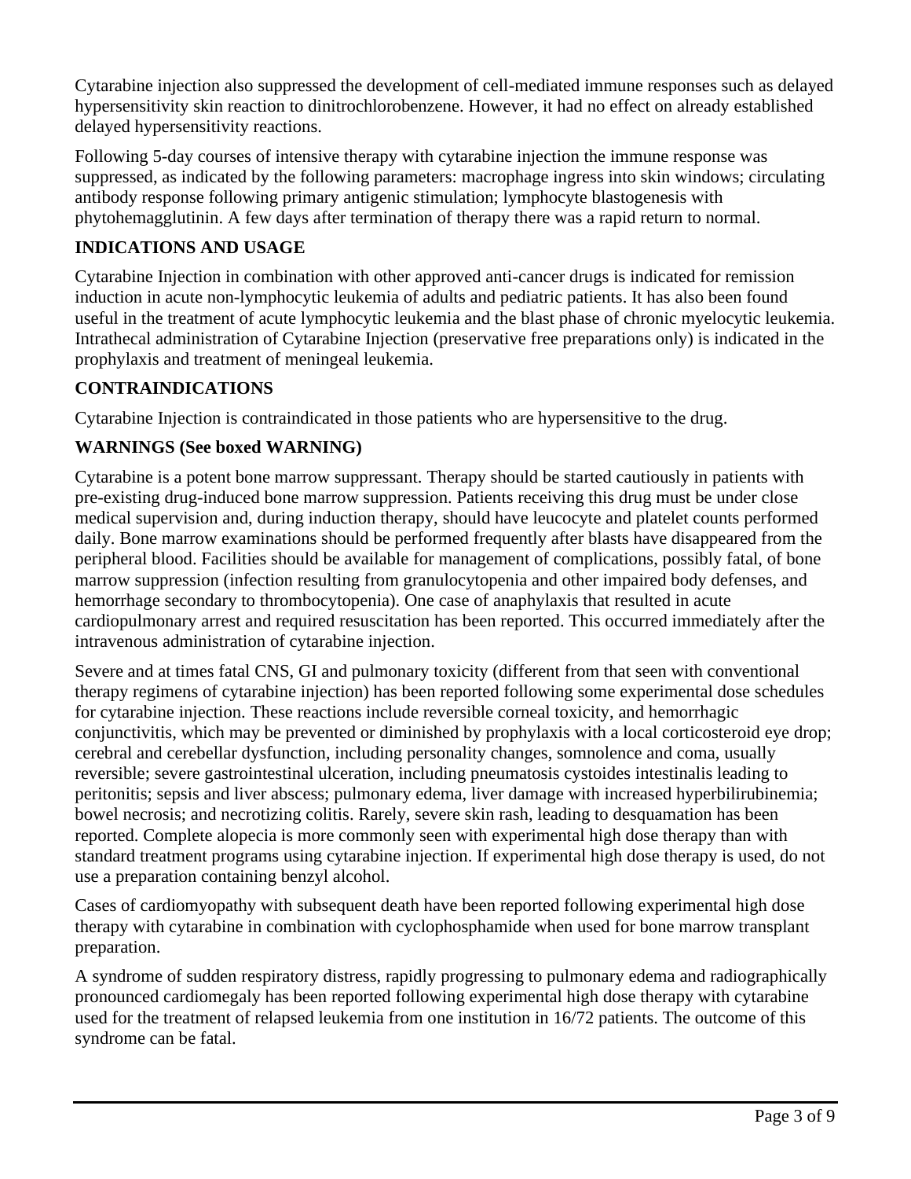Cytarabine injection also suppressed the development of cell-mediated immune responses such as delayed hypersensitivity skin reaction to dinitrochlorobenzene. However, it had no effect on already established delayed hypersensitivity reactions.

Following 5-day courses of intensive therapy with cytarabine injection the immune response was suppressed, as indicated by the following parameters: macrophage ingress into skin windows; circulating antibody response following primary antigenic stimulation; lymphocyte blastogenesis with phytohemagglutinin. A few days after termination of therapy there was a rapid return to normal.

## INDICATIONS AND USAGE

Cytarabine Injection in combination with other approved anti-cancer drugs is indicated for remission induction in acute non-lymphocytic leukemia of adults and pediatric patients. It has also been found useful in the treatment of acute lymphocytic leukemia and the blast phase of chronic myelocytic leukemia. Intrathecal administration of Cytarabine Injection (preservative free preparations only) is indicated in the prophylaxis and treatment of meningeal leukemia.

## CONTRAINDICATIONS

Cytarabine Injection is contraindicated in those patients who are hypersensitive to the drug.

## WARNINGS (See boxed WARNING)

Cytarabine is a potent bone marrow suppressant. Therapy should be started cautiously in patients with pre-existing drug-induced bone marrow suppression. Patients receiving this drug must be under close medical supervision and, during induction therapy, should have leucocyte and platelet counts performed daily. Bone marrow examinations should be performed frequently after blasts have disappeared from the peripheral blood. Facilities should be available for management of complications, possibly fatal, of bone marrow suppression (infection resulting from granulocytopenia and other impaired body defenses, and hemorrhage secondary to thrombocytopenia). One case of anaphylaxis that resulted in acute cardiopulmonary arrest and required resuscitation has been reported. This occurred immediately after the intravenous administration of cytarabine injection.

Severe and at times fatal CNS, GI and pulmonary toxicity (different from that seen with conventional therapy regimens of cytarabine injection) has been reported following some experimental dose schedules for cytarabine injection. These reactions include reversible corneal toxicity, and hemorrhagic conjunctivitis, which may be prevented or diminished by prophylaxis with a local corticosteroid eye drop; cerebral and cerebellar dysfunction, including personality changes, somnolence and coma, usually reversible; severe gastrointestinal ulceration, including pneumatosis cystoides intestinalis leading to peritonitis; sepsis and liver abscess; pulmonary edema, liver damage with increased hyperbilirubinemia; bowel necrosis; and necrotizing colitis. Rarely, severe skin rash, leading to desquamation has been reported. Complete alopecia is more commonly seen with experimental high dose therapy than with standard treatment programs using cytarabine injection. If experimental high dose therapy is used, do not use a preparation containing benzyl alcohol.

Cases of cardiomyopathy with subsequent death have been reported following experimental high dose therapy with cytarabine in combination with cyclophosphamide when used for bone marrow transplant preparation.

A syndrome of sudden respiratory distress, rapidly progressing to pulmonary edema and radiographically pronounced cardiomegaly has been reported following experimental high dose therapy with cytarabine used for the treatment of relapsed leukemia from one institution in 16/72 patients. The outcome of this syndrome can be fatal.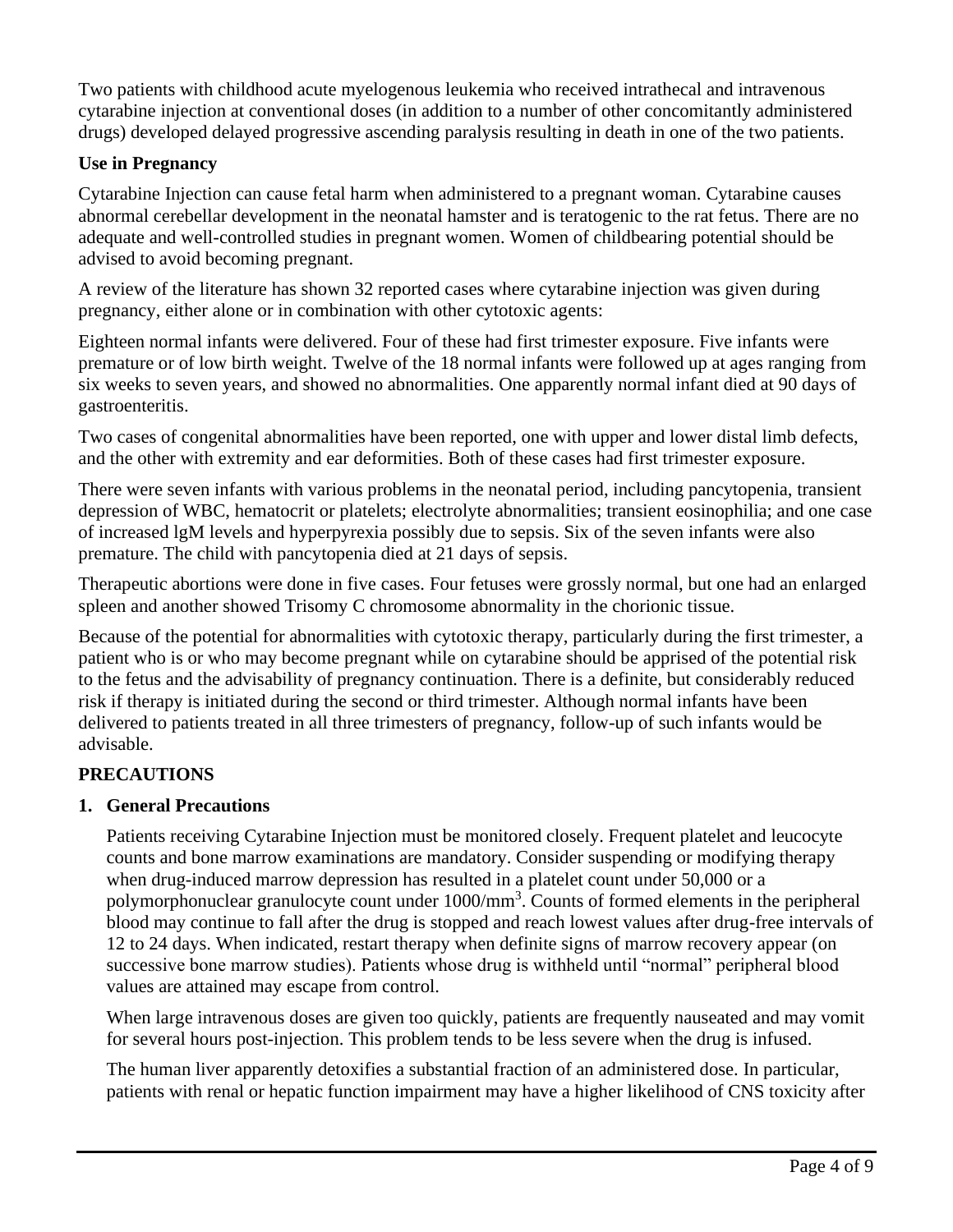Two patients with childhood acute myelogenous leukemia who received intrathecal and intravenous cytarabine injection at conventional doses (in addition to a number of other concomitantly administered drugs) developed delayed progressive ascending paralysis resulting in death in one of the two patients.

**Use in Pregnancy**

Cytarabine Injection can cause fetal harm when administered to a pregnant woman. Cytarabine causes abnormal cerebellar development in the neonatal hamster and is teratogenic to the rat fetus. There are no adequate and well-controlled studies in pregnant women. Women of childbearing potential should be advised to avoid becoming pregnant.

A review of the literature has shown 32 reported cases where cytarabine injection was given during pregnancy, either alone or in combination with other cytotoxic agents:

Eighteen normal infants were delivered. Four of these had first trimester exposure. Five infants were premature or of low birth weight. Twelve of the 18 normal infants were followed up at ages ranging from six weeks to seven years, and showed no abnormalities. One apparently normal infant died at 90 days of gastroenteritis.

Two cases of congenital abnormalities have been reported, one with upper and lower distal limb defects, and the other with extremity and ear deformities. Both of these cases had first trimester exposure.

There were seven infants with various problems in the neonatal period, including pancytopenia, transient depression of WBC, hematocrit or platelets; electrolyte abnormalities; transient eosinophilia; and one case of increased lgM levels and hyperpyrexia possibly due to sepsis. Six of the seven infants were also premature. The child with pancytopenia died at 21 days of sepsis.

Therapeutic abortions were done in five cases. Four fetuses were grossly normal, but one had an enlarged spleen and another showed Trisomy C chromosome abnormality in the chorionic tissue.

Because of the potential for abnormalities with cytotoxic therapy, particularly during the first trimester, a patient who is or who may become pregnant while on cytarabine should be apprised of the potential risk to the fetus and the advisability of pregnancy continuation. There is a definite, but considerably reduced risk if therapy is initiated during the second or third trimester. Although normal infants have been delivered to patients treated in all three trimesters of pregnancy, follow-up of such infants would be advisable.

## PRECAUTIONS

### 1. General Precautions

Patients receiving Cytarabine Injection must be monitored closely. Frequent platelet and leucocyte counts and bone marrow examinations are mandatory. Consider suspending or modifying therapy when drug-induced marrow depression has resulted in a platelet count under 50,000 or a polymorphonuclear granulocyte count under 1000/mm$^3$. Counts of formed elements in the peripheral blood may continue to fall after the drug is stopped and reach lowest values after drug-free intervals of 12 to 24 days. When indicated, restart therapy when definite signs of marrow recovery appear (on successive bone marrow studies). Patients whose drug is withheld until "normal" peripheral blood values are attained may escape from control.

When large intravenous doses are given too quickly, patients are frequently nauseated and may vomit for several hours post-injection. This problem tends to be less severe when the drug is infused.

The human liver apparently detoxifies a substantial fraction of an administered dose. In particular, patients with renal or hepatic function impairment may have a higher likelihood of CNS toxicity after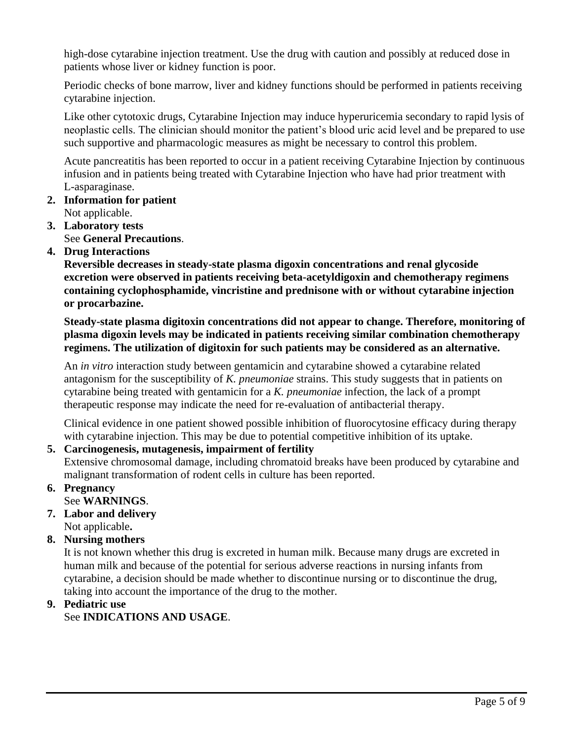high-dose cytarabine injection treatment. Use the drug with caution and possibly at reduced dose in patients whose liver or kidney function is poor.

Periodic checks of bone marrow, liver and kidney functions should be performed in patients receiving cytarabine injection.

Like other cytotoxic drugs, Cytarabine Injection may induce hyperuricemia secondary to rapid lysis of neoplastic cells. The clinician should monitor the patient's blood uric acid level and be prepared to use such supportive and pharmacologic measures as might be necessary to control this problem.

Acute pancreatitis has been reported to occur in a patient receiving Cytarabine Injection by continuous infusion and in patients being treated with Cytarabine Injection who have had prior treatment with L-asparaginase.

2. **Information for patient**
   Not applicable.
3. **Laboratory tests**
   See **General Precautions**.
4. **Drug Interactions**
   **Reversible decreases in steady-state plasma digoxin concentrations and renal glycoside excretion were observed in patients receiving beta-acetyldigoxin and chemotherapy regimens containing cyclophosphamide, vincristine and prednisone with or without cytarabine injection or procarbazine.**

   **Steady-state plasma digitoxin concentrations did not appear to change. Therefore, monitoring of plasma digoxin levels may be indicated in patients receiving similar combination chemotherapy regimens. The utilization of digitoxin for such patients may be considered as an alternative.**

   An *in vitro* interaction study between gentamicin and cytarabine showed a cytarabine related antagonism for the susceptibility of *K. pneumoniae* strains. This study suggests that in patients on cytarabine being treated with gentamicin for a *K. pneumoniae* infection, the lack of a prompt therapeutic response may indicate the need for re-evaluation of antibacterial therapy.

   Clinical evidence in one patient showed possible inhibition of fluorocytosine efficacy during therapy with cytarabine injection. This may be due to potential competitive inhibition of its uptake.
5. **Carcinogenesis, mutagenesis, impairment of fertility**
   Extensive chromosomal damage, including chromatoid breaks have been produced by cytarabine and malignant transformation of rodent cells in culture has been reported.
6. **Pregnancy**
   See **WARNINGS**.
7. **Labor and delivery**
   Not applicable**.**
8. **Nursing mothers**
   It is not known whether this drug is excreted in human milk. Because many drugs are excreted in human milk and because of the potential for serious adverse reactions in nursing infants from cytarabine, a decision should be made whether to discontinue nursing or to discontinue the drug, taking into account the importance of the drug to the mother.
9. **Pediatric use**
   See **INDICATIONS AND USAGE**.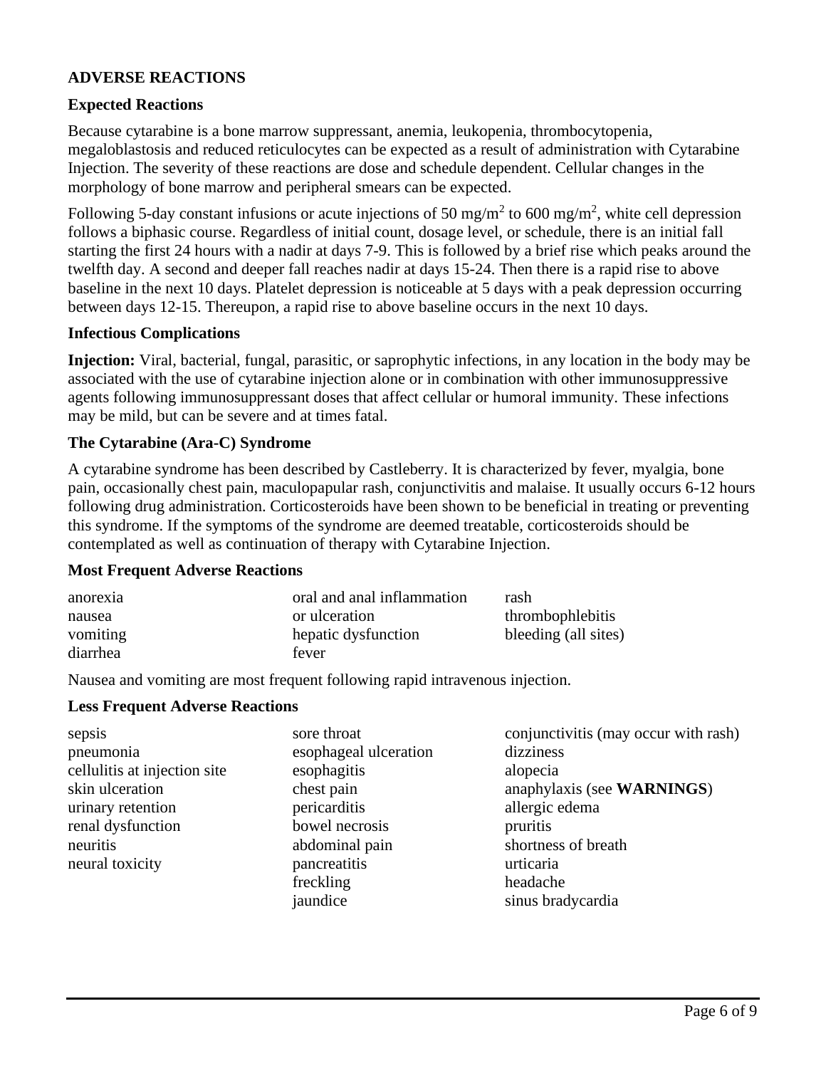## ADVERSE REACTIONS

### Expected Reactions

Because cytarabine is a bone marrow suppressant, anemia, leukopenia, thrombocytopenia, megaloblastosis and reduced reticulocytes can be expected as a result of administration with Cytarabine Injection. The severity of these reactions are dose and schedule dependent. Cellular changes in the morphology of bone marrow and peripheral smears can be expected.

Following 5-day constant infusions or acute injections of 50 mg/m$^2$ to 600 mg/m$^2$, white cell depression follows a biphasic course. Regardless of initial count, dosage level, or schedule, there is an initial fall starting the first 24 hours with a nadir at days 7-9. This is followed by a brief rise which peaks around the twelfth day. A second and deeper fall reaches nadir at days 15-24. Then there is a rapid rise to above baseline in the next 10 days. Platelet depression is noticeable at 5 days with a peak depression occurring between days 12-15. Thereupon, a rapid rise to above baseline occurs in the next 10 days.

### Infectious Complications

**Injection:** Viral, bacterial, fungal, parasitic, or saprophytic infections, in any location in the body may be associated with the use of cytarabine injection alone or in combination with other immunosuppressive agents following immunosuppressant doses that affect cellular or humoral immunity. These infections may be mild, but can be severe and at times fatal.

### The Cytarabine (Ara-C) Syndrome

A cytarabine syndrome has been described by Castleberry. It is characterized by fever, myalgia, bone pain, occasionally chest pain, maculopapular rash, conjunctivitis and malaise. It usually occurs 6-12 hours following drug administration. Corticosteroids have been shown to be beneficial in treating or preventing this syndrome. If the symptoms of the syndrome are deemed treatable, corticosteroids should be contemplated as well as continuation of therapy with Cytarabine Injection.

### Most Frequent Adverse Reactions

- anorexia
- nausea
- vomiting
- diarrhea
- oral and anal inflammation or ulceration
- hepatic dysfunction
- fever
- rash
- thrombophlebitis
- bleeding (all sites)

Nausea and vomiting are most frequent following rapid intravenous injection.

### Less Frequent Adverse Reactions

- sepsis
- pneumonia
- cellulitis at injection site
- skin ulceration
- urinary retention
- renal dysfunction
- neuritis
- neural toxicity
- sore throat
- esophageal ulceration
- esophagitis
- chest pain
- pericarditis
- bowel necrosis
- abdominal pain
- pancreatitis
- freckling
- jaundice
- conjunctivitis (may occur with rash)
- dizziness
- alopecia
- anaphylaxis (see **WARNINGS**)
- allergic edema
- pruritis
- shortness of breath
- urticaria
- headache
- sinus bradycardia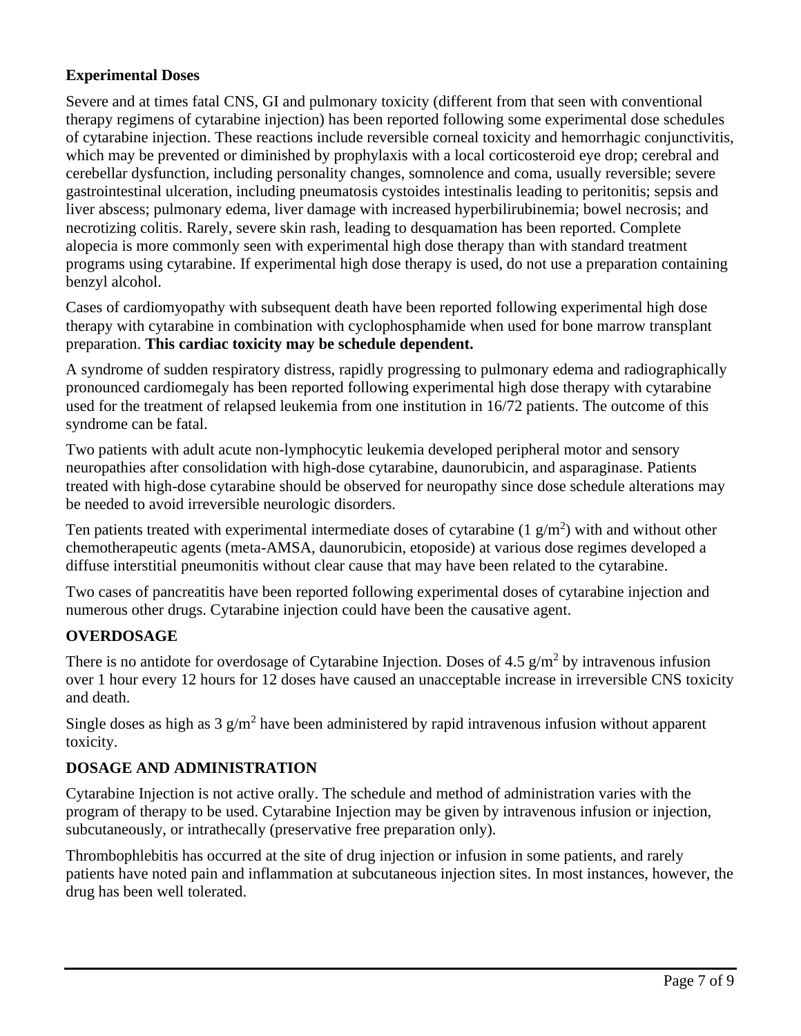**Experimental Doses**

Severe and at times fatal CNS, GI and pulmonary toxicity (different from that seen with conventional therapy regimens of cytarabine injection) has been reported following some experimental dose schedules of cytarabine injection. These reactions include reversible corneal toxicity and hemorrhagic conjunctivitis, which may be prevented or diminished by prophylaxis with a local corticosteroid eye drop; cerebral and cerebellar dysfunction, including personality changes, somnolence and coma, usually reversible; severe gastrointestinal ulceration, including pneumatosis cystoides intestinalis leading to peritonitis; sepsis and liver abscess; pulmonary edema, liver damage with increased hyperbilirubinemia; bowel necrosis; and necrotizing colitis. Rarely, severe skin rash, leading to desquamation has been reported. Complete alopecia is more commonly seen with experimental high dose therapy than with standard treatment programs using cytarabine. If experimental high dose therapy is used, do not use a preparation containing benzyl alcohol.

Cases of cardiomyopathy with subsequent death have been reported following experimental high dose therapy with cytarabine in combination with cyclophosphamide when used for bone marrow transplant preparation. **This cardiac toxicity may be schedule dependent.**

A syndrome of sudden respiratory distress, rapidly progressing to pulmonary edema and radiographically pronounced cardiomegaly has been reported following experimental high dose therapy with cytarabine used for the treatment of relapsed leukemia from one institution in 16/72 patients. The outcome of this syndrome can be fatal.

Two patients with adult acute non-lymphocytic leukemia developed peripheral motor and sensory neuropathies after consolidation with high-dose cytarabine, daunorubicin, and asparaginase. Patients treated with high-dose cytarabine should be observed for neuropathy since dose schedule alterations may be needed to avoid irreversible neurologic disorders.

Ten patients treated with experimental intermediate doses of cytarabine (1 $g/m^2$) with and without other chemotherapeutic agents (meta-AMSA, daunorubicin, etoposide) at various dose regimes developed a diffuse interstitial pneumonitis without clear cause that may have been related to the cytarabine.

Two cases of pancreatitis have been reported following experimental doses of cytarabine injection and numerous other drugs. Cytarabine injection could have been the causative agent.

## OVERDOSAGE

There is no antidote for overdosage of Cytarabine Injection. Doses of 4.5 $g/m^2$ by intravenous infusion over 1 hour every 12 hours for 12 doses have caused an unacceptable increase in irreversible CNS toxicity and death.

Single doses as high as 3 $g/m^2$ have been administered by rapid intravenous infusion without apparent toxicity.

## DOSAGE AND ADMINISTRATION

Cytarabine Injection is not active orally. The schedule and method of administration varies with the program of therapy to be used. Cytarabine Injection may be given by intravenous infusion or injection, subcutaneously, or intrathecally (preservative free preparation only).

Thrombophlebitis has occurred at the site of drug injection or infusion in some patients, and rarely patients have noted pain and inflammation at subcutaneous injection sites. In most instances, however, the drug has been well tolerated.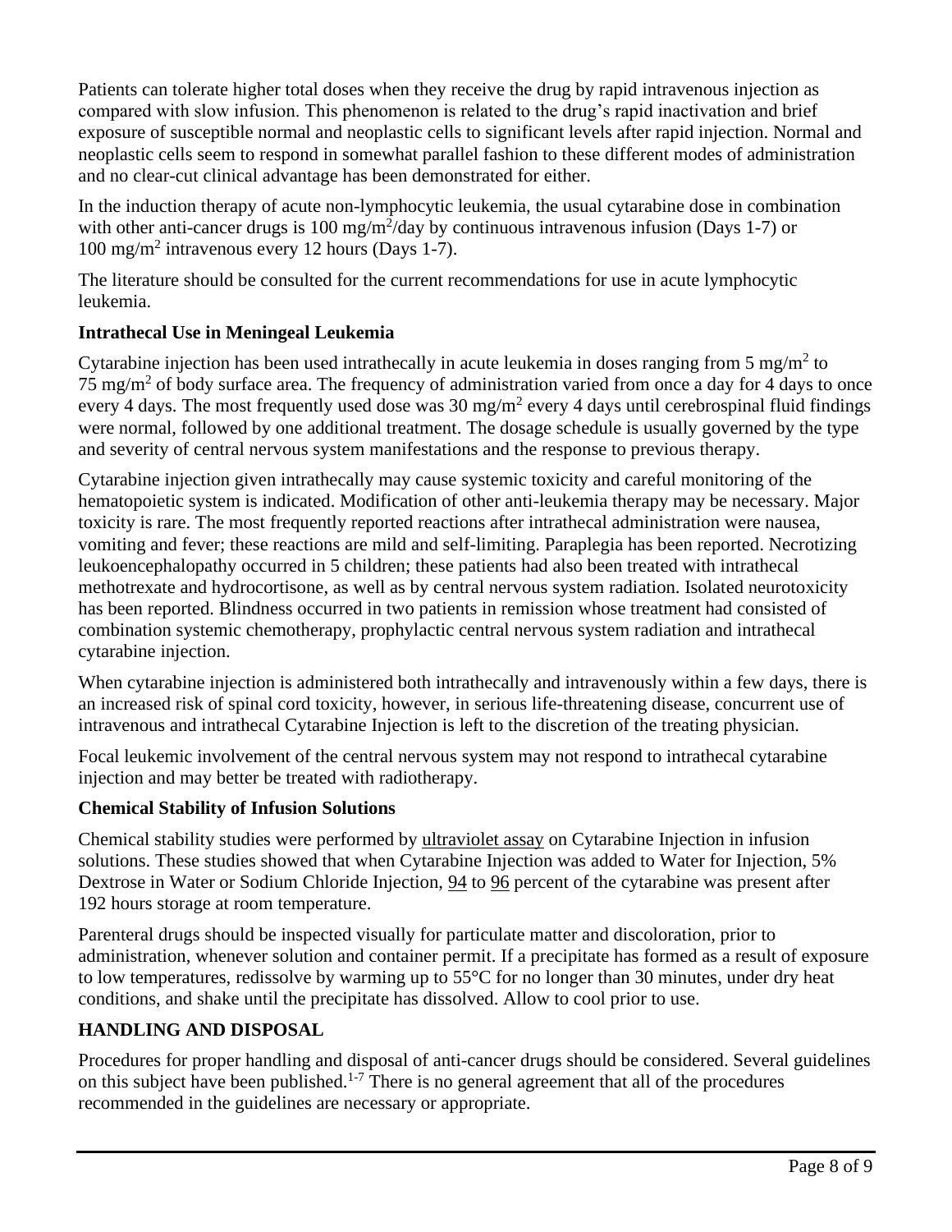Patients can tolerate higher total doses when they receive the drug by rapid intravenous injection as compared with slow infusion. This phenomenon is related to the drug's rapid inactivation and brief exposure of susceptible normal and neoplastic cells to significant levels after rapid injection. Normal and neoplastic cells seem to respond in somewhat parallel fashion to these different modes of administration and no clear-cut clinical advantage has been demonstrated for either.

In the induction therapy of acute non-lymphocytic leukemia, the usual cytarabine dose in combination with other anti-cancer drugs is 100 mg/m$^2$/day by continuous intravenous infusion (Days 1-7) or 100 mg/m$^2$ intravenous every 12 hours (Days 1-7).

The literature should be consulted for the current recommendations for use in acute lymphocytic leukemia.

**Intrathecal Use in Meningeal Leukemia**

Cytarabine injection has been used intrathecally in acute leukemia in doses ranging from 5 mg/m$^2$ to 75 mg/m$^2$ of body surface area. The frequency of administration varied from once a day for 4 days to once every 4 days. The most frequently used dose was 30 mg/m$^2$ every 4 days until cerebrospinal fluid findings were normal, followed by one additional treatment. The dosage schedule is usually governed by the type and severity of central nervous system manifestations and the response to previous therapy.

Cytarabine injection given intrathecally may cause systemic toxicity and careful monitoring of the hematopoietic system is indicated. Modification of other anti-leukemia therapy may be necessary. Major toxicity is rare. The most frequently reported reactions after intrathecal administration were nausea, vomiting and fever; these reactions are mild and self-limiting. Paraplegia has been reported. Necrotizing leukoencephalopathy occurred in 5 children; these patients had also been treated with intrathecal methotrexate and hydrocortisone, as well as by central nervous system radiation. Isolated neurotoxicity has been reported. Blindness occurred in two patients in remission whose treatment had consisted of combination systemic chemotherapy, prophylactic central nervous system radiation and intrathecal cytarabine injection.

When cytarabine injection is administered both intrathecally and intravenously within a few days, there is an increased risk of spinal cord toxicity, however, in serious life-threatening disease, concurrent use of intravenous and intrathecal Cytarabine Injection is left to the discretion of the treating physician.

Focal leukemic involvement of the central nervous system may not respond to intrathecal cytarabine injection and may better be treated with radiotherapy.

**Chemical Stability of Infusion Solutions**

Chemical stability studies were performed by ultraviolet assay on Cytarabine Injection in infusion solutions. These studies showed that when Cytarabine Injection was added to Water for Injection, 5% Dextrose in Water or Sodium Chloride Injection, 94 to 96 percent of the cytarabine was present after 192 hours storage at room temperature.

Parenteral drugs should be inspected visually for particulate matter and discoloration, prior to administration, whenever solution and container permit. If a precipitate has formed as a result of exposure to low temperatures, redissolve by warming up to 55°C for no longer than 30 minutes, under dry heat conditions, and shake until the precipitate has dissolved. Allow to cool prior to use.

**HANDLING AND DISPOSAL**

Procedures for proper handling and disposal of anti-cancer drugs should be considered. Several guidelines on this subject have been published.[1-7] There is no general agreement that all of the procedures recommended in the guidelines are necessary or appropriate.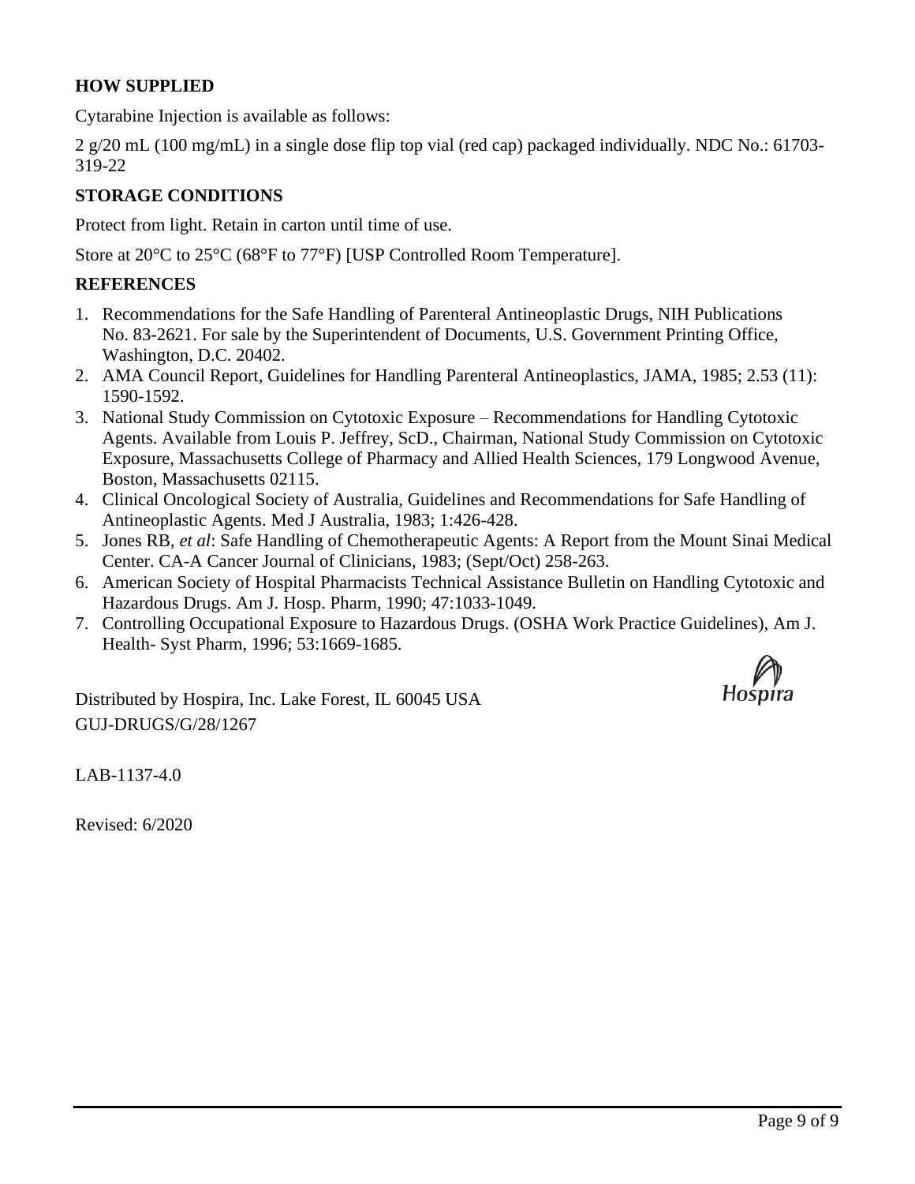## HOW SUPPLIED

Cytarabine Injection is available as follows:

2 g/20 mL (100 mg/mL) in a single dose flip top vial (red cap) packaged individually. NDC No.: 61703-319-22

## STORAGE CONDITIONS

Protect from light. Retain in carton until time of use.

Store at 20°C to 25°C (68°F to 77°F) [USP Controlled Room Temperature].

## REFERENCES

1. Recommendations for the Safe Handling of Parenteral Antineoplastic Drugs, NIH Publications No. 83-2621. For sale by the Superintendent of Documents, U.S. Government Printing Office, Washington, D.C. 20402.
2. AMA Council Report, Guidelines for Handling Parenteral Antineoplastics, JAMA, 1985; 2.53 (11): 1590-1592.
3. National Study Commission on Cytotoxic Exposure – Recommendations for Handling Cytotoxic Agents. Available from Louis P. Jeffrey, ScD., Chairman, National Study Commission on Cytotoxic Exposure, Massachusetts College of Pharmacy and Allied Health Sciences, 179 Longwood Avenue, Boston, Massachusetts 02115.
4. Clinical Oncological Society of Australia, Guidelines and Recommendations for Safe Handling of Antineoplastic Agents. Med J Australia, 1983; 1:426-428.
5. Jones RB, *et al*: Safe Handling of Chemotherapeutic Agents: A Report from the Mount Sinai Medical Center. CA-A Cancer Journal of Clinicians, 1983; (Sept/Oct) 258-263.
6. American Society of Hospital Pharmacists Technical Assistance Bulletin on Handling Cytotoxic and Hazardous Drugs. Am J. Hosp. Pharm, 1990; 47:1033-1049.
7. Controlling Occupational Exposure to Hazardous Drugs. (OSHA Work Practice Guidelines), Am J. Health- Syst Pharm, 1996; 53:1669-1685.

Distributed by Hospira, Inc. Lake Forest, IL 60045 USA

GUJ-DRUGS/G/28/1267

Hospira

LAB-1137-4.0

Revised: 6/2020